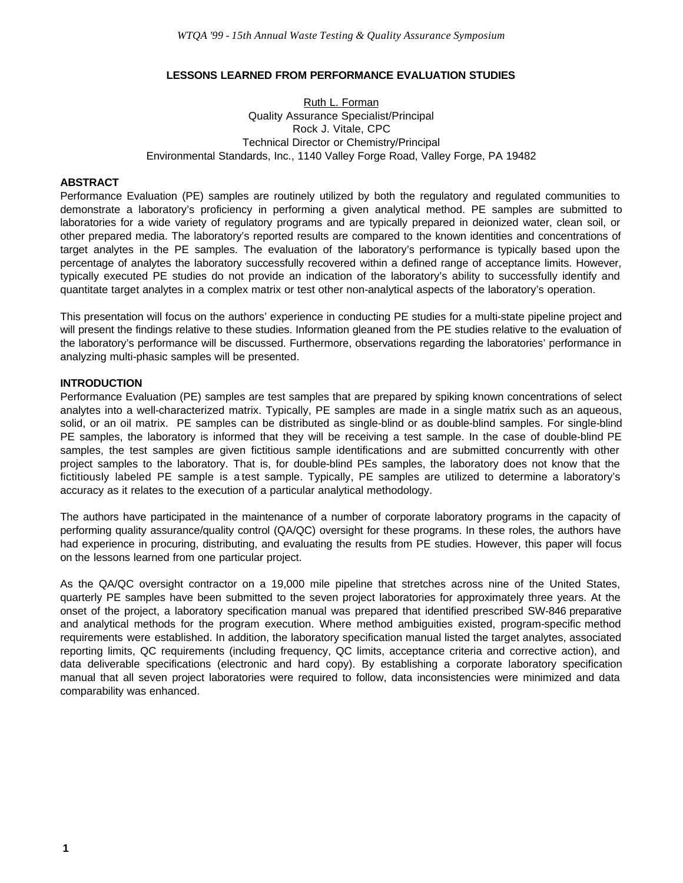# LESSONS LEARNED FROM PERFORMANCE EVALUATION STUDIES

Ruth L. Forman
Quality Assurance Specialist/Principal
Rock J. Vitale, CPC
Technical Director or Chemistry/Principal
Environmental Standards, Inc., 1140 Valley Forge Road, Valley Forge, PA 19482

## ABSTRACT

Performance Evaluation (PE) samples are routinely utilized by both the regulatory and regulated communities to demonstrate a laboratory's proficiency in performing a given analytical method. PE samples are submitted to laboratories for a wide variety of regulatory programs and are typically prepared in deionized water, clean soil, or other prepared media. The laboratory's reported results are compared to the known identities and concentrations of target analytes in the PE samples. The evaluation of the laboratory's performance is typically based upon the percentage of analytes the laboratory successfully recovered within a defined range of acceptance limits. However, typically executed PE studies do not provide an indication of the laboratory's ability to successfully identify and quantitate target analytes in a complex matrix or test other non-analytical aspects of the laboratory's operation.

This presentation will focus on the authors' experience in conducting PE studies for a multi-state pipeline project and will present the findings relative to these studies. Information gleaned from the PE studies relative to the evaluation of the laboratory's performance will be discussed. Furthermore, observations regarding the laboratories' performance in analyzing multi-phasic samples will be presented.

## INTRODUCTION

Performance Evaluation (PE) samples are test samples that are prepared by spiking known concentrations of select analytes into a well-characterized matrix. Typically, PE samples are made in a single matrix such as an aqueous, solid, or an oil matrix. PE samples can be distributed as single-blind or as double-blind samples. For single-blind PE samples, the laboratory is informed that they will be receiving a test sample. In the case of double-blind PE samples, the test samples are given fictitious sample identifications and are submitted concurrently with other project samples to the laboratory. That is, for double-blind PEs samples, the laboratory does not know that the fictitiously labeled PE sample is a test sample. Typically, PE samples are utilized to determine a laboratory's accuracy as it relates to the execution of a particular analytical methodology.

The authors have participated in the maintenance of a number of corporate laboratory programs in the capacity of performing quality assurance/quality control (QA/QC) oversight for these programs. In these roles, the authors have had experience in procuring, distributing, and evaluating the results from PE studies. However, this paper will focus on the lessons learned from one particular project.

As the QA/QC oversight contractor on a 19,000 mile pipeline that stretches across nine of the United States, quarterly PE samples have been submitted to the seven project laboratories for approximately three years. At the onset of the project, a laboratory specification manual was prepared that identified prescribed SW-846 preparative and analytical methods for the program execution. Where method ambiguities existed, program-specific method requirements were established. In addition, the laboratory specification manual listed the target analytes, associated reporting limits, QC requirements (including frequency, QC limits, acceptance criteria and corrective action), and data deliverable specifications (electronic and hard copy). By establishing a corporate laboratory specification manual that all seven project laboratories were required to follow, data inconsistencies were minimized and data comparability was enhanced.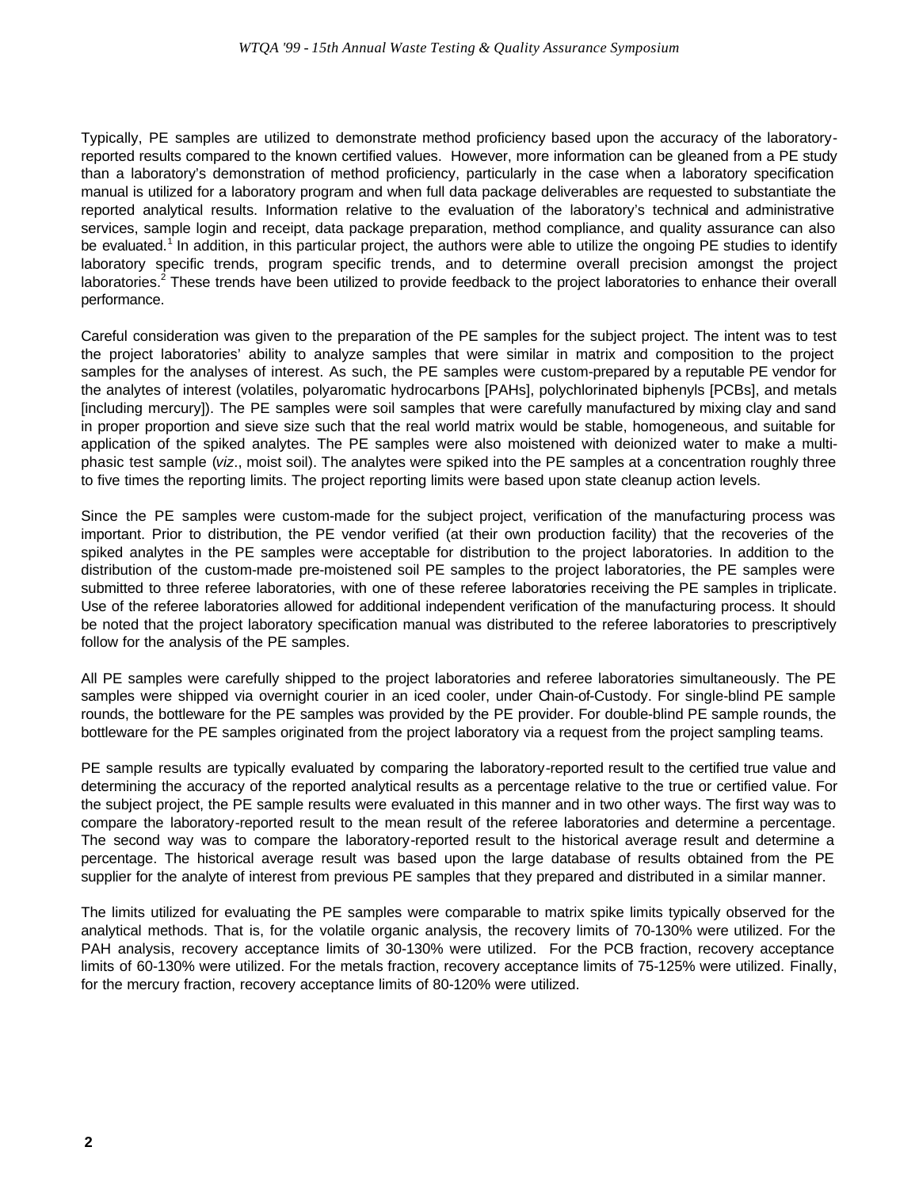Typically, PE samples are utilized to demonstrate method proficiency based upon the accuracy of the laboratory-reported results compared to the known certified values. However, more information can be gleaned from a PE study than a laboratory's demonstration of method proficiency, particularly in the case when a laboratory specification manual is utilized for a laboratory program and when full data package deliverables are requested to substantiate the reported analytical results. Information relative to the evaluation of the laboratory's technical and administrative services, sample login and receipt, data package preparation, method compliance, and quality assurance can also be evaluated.[1] In addition, in this particular project, the authors were able to utilize the ongoing PE studies to identify laboratory specific trends, program specific trends, and to determine overall precision amongst the project laboratories.[2] These trends have been utilized to provide feedback to the project laboratories to enhance their overall performance.

Careful consideration was given to the preparation of the PE samples for the subject project. The intent was to test the project laboratories' ability to analyze samples that were similar in matrix and composition to the project samples for the analyses of interest. As such, the PE samples were custom-prepared by a reputable PE vendor for the analytes of interest (volatiles, polyaromatic hydrocarbons [PAHs], polychlorinated biphenyls [PCBs], and metals [including mercury]). The PE samples were soil samples that were carefully manufactured by mixing clay and sand in proper proportion and sieve size such that the real world matrix would be stable, homogeneous, and suitable for application of the spiked analytes. The PE samples were also moistened with deionized water to make a multi-phasic test sample (*viz*., moist soil). The analytes were spiked into the PE samples at a concentration roughly three to five times the reporting limits. The project reporting limits were based upon state cleanup action levels.

Since the PE samples were custom-made for the subject project, verification of the manufacturing process was important. Prior to distribution, the PE vendor verified (at their own production facility) that the recoveries of the spiked analytes in the PE samples were acceptable for distribution to the project laboratories. In addition to the distribution of the custom-made pre-moistened soil PE samples to the project laboratories, the PE samples were submitted to three referee laboratories, with one of these referee laboratories receiving the PE samples in triplicate. Use of the referee laboratories allowed for additional independent verification of the manufacturing process. It should be noted that the project laboratory specification manual was distributed to the referee laboratories to prescriptively follow for the analysis of the PE samples.

All PE samples were carefully shipped to the project laboratories and referee laboratories simultaneously. The PE samples were shipped via overnight courier in an iced cooler, under Chain-of-Custody. For single-blind PE sample rounds, the bottleware for the PE samples was provided by the PE provider. For double-blind PE sample rounds, the bottleware for the PE samples originated from the project laboratory via a request from the project sampling teams.

PE sample results are typically evaluated by comparing the laboratory-reported result to the certified true value and determining the accuracy of the reported analytical results as a percentage relative to the true or certified value. For the subject project, the PE sample results were evaluated in this manner and in two other ways. The first way was to compare the laboratory-reported result to the mean result of the referee laboratories and determine a percentage. The second way was to compare the laboratory-reported result to the historical average result and determine a percentage. The historical average result was based upon the large database of results obtained from the PE supplier for the analyte of interest from previous PE samples that they prepared and distributed in a similar manner.

The limits utilized for evaluating the PE samples were comparable to matrix spike limits typically observed for the analytical methods. That is, for the volatile organic analysis, the recovery limits of 70-130% were utilized. For the PAH analysis, recovery acceptance limits of 30-130% were utilized. For the PCB fraction, recovery acceptance limits of 60-130% were utilized. For the metals fraction, recovery acceptance limits of 75-125% were utilized. Finally, for the mercury fraction, recovery acceptance limits of 80-120% were utilized.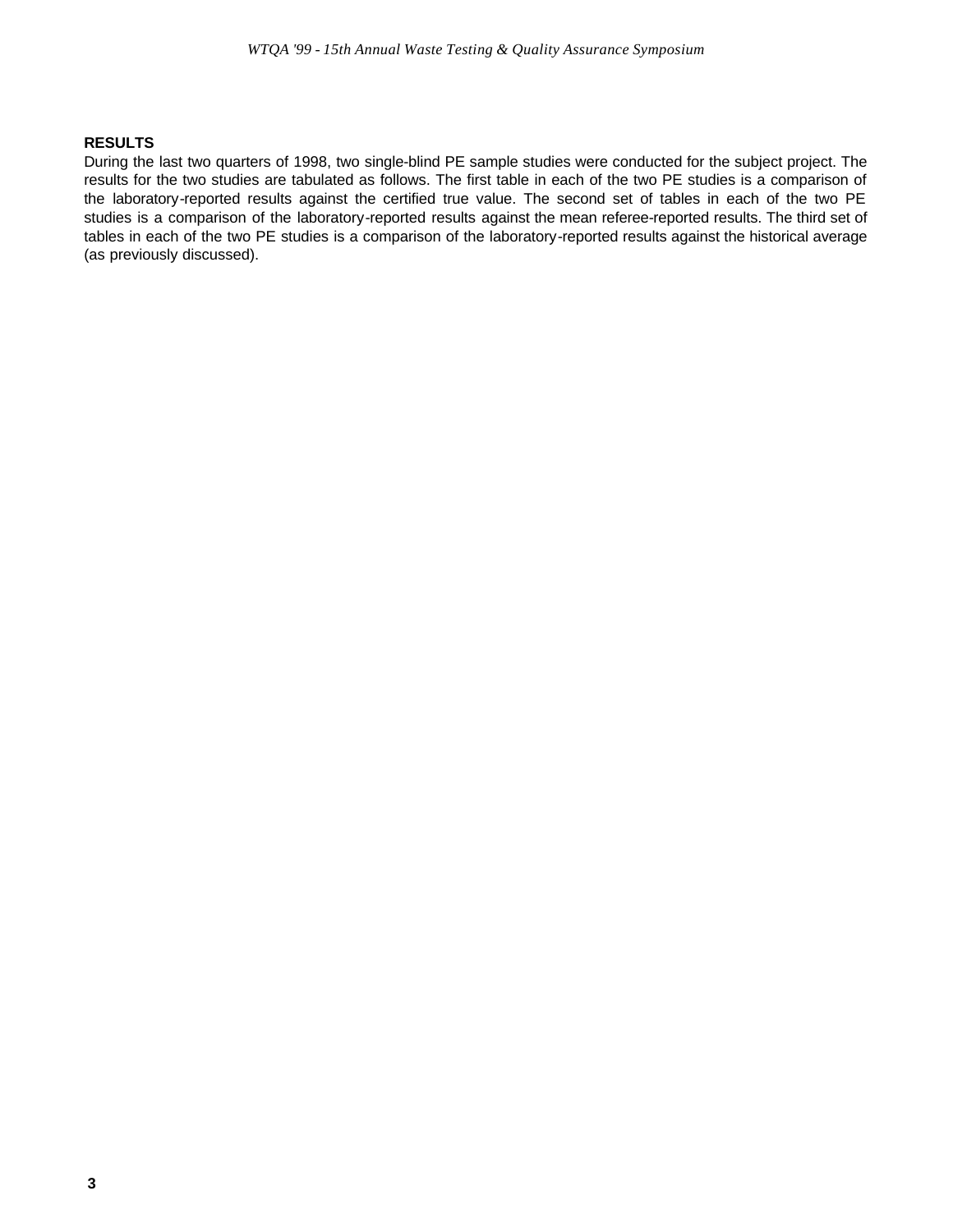**RESULTS**

During the last two quarters of 1998, two single-blind PE sample studies were conducted for the subject project. The results for the two studies are tabulated as follows. The first table in each of the two PE studies is a comparison of the laboratory-reported results against the certified true value. The second set of tables in each of the two PE studies is a comparison of the laboratory-reported results against the mean referee-reported results. The third set of tables in each of the two PE studies is a comparison of the laboratory-reported results against the historical average (as previously discussed).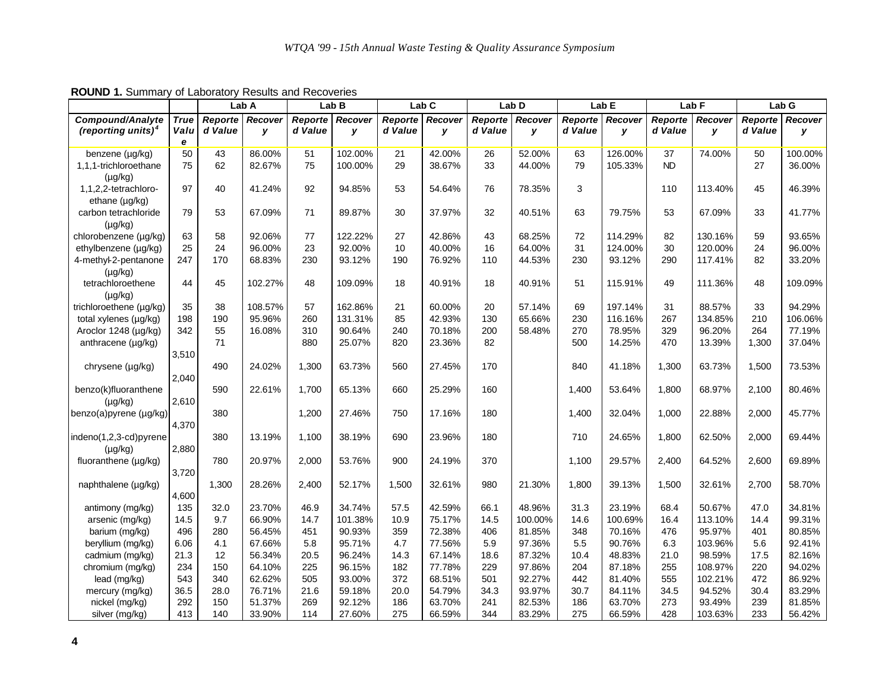**ROUND 1.** Summary of Laboratory Results and Recoveries

| | | Lab A | | Lab B | | Lab C | | Lab D | | Lab E | | Lab F | | Lab G | |
|---|---|---|---|---|---|---|---|---|---|---|---|---|---|---|---|
| ***Compound/Analyte (reporting units)*** [4] | ***True Value*** | ***Reported Value*** | ***Recovery*** | ***Reported Value*** | ***Recovery*** | ***Reported Value*** | ***Recovery*** | ***Reported Value*** | ***Recovery*** | ***Reported Value*** | ***Recovery*** | ***Reported Value*** | ***Recovery*** | ***Reported Value*** | ***Recovery*** |
| benzene (µg/kg) | 50 | 43 | 86.00% | 51 | 102.00% | 21 | 42.00% | 26 | 52.00% | 63 | 126.00% | 37 | 74.00% | 50 | 100.00% |
| 1,1,1-trichloroethane (µg/kg) | 75 | 62 | 82.67% | 75 | 100.00% | 29 | 38.67% | 33 | 44.00% | 79 | 105.33% | ND | | 27 | 36.00% |
| 1,1,2,2-tetrachloro-ethane (µg/kg) | 97 | 40 | 41.24% | 92 | 94.85% | 53 | 54.64% | 76 | 78.35% | 3 | | 110 | 113.40% | 45 | 46.39% |
| carbon tetrachloride (µg/kg) | 79 | 53 | 67.09% | 71 | 89.87% | 30 | 37.97% | 32 | 40.51% | 63 | 79.75% | 53 | 67.09% | 33 | 41.77% |
| chlorobenzene (µg/kg) | 63 | 58 | 92.06% | 77 | 122.22% | 27 | 42.86% | 43 | 68.25% | 72 | 114.29% | 82 | 130.16% | 59 | 93.65% |
| ethylbenzene (µg/kg) | 25 | 24 | 96.00% | 23 | 92.00% | 10 | 40.00% | 16 | 64.00% | 31 | 124.00% | 30 | 120.00% | 24 | 96.00% |
| 4-methyl-2-pentanone (µg/kg) | 247 | 170 | 68.83% | 230 | 93.12% | 190 | 76.92% | 110 | 44.53% | 230 | 93.12% | 290 | 117.41% | 82 | 33.20% |
| tetrachloroethene (µg/kg) | 44 | 45 | 102.27% | 48 | 109.09% | 18 | 40.91% | 18 | 40.91% | 51 | 115.91% | 49 | 111.36% | 48 | 109.09% |
| trichloroethene (µg/kg) | 35 | 38 | 108.57% | 57 | 162.86% | 21 | 60.00% | 20 | 57.14% | 69 | 197.14% | 31 | 88.57% | 33 | 94.29% |
| total xylenes (µg/kg) | 198 | 190 | 95.96% | 260 | 131.31% | 85 | 42.93% | 130 | 65.66% | 230 | 116.16% | 267 | 134.85% | 210 | 106.06% |
| Aroclor 1248 (µg/kg) | 342 | 55 | 16.08% | 310 | 90.64% | 240 | 70.18% | 200 | 58.48% | 270 | 78.95% | 329 | 96.20% | 264 | 77.19% |
| anthracene (µg/kg) | 3,510 | 71 | | 880 | 25.07% | 820 | 23.36% | 82 | | 500 | 14.25% | 470 | 13.39% | 1,300 | 37.04% |
| chrysene (µg/kg) | 2,040 | 490 | 24.02% | 1,300 | 63.73% | 560 | 27.45% | 170 | | 840 | 41.18% | 1,300 | 63.73% | 1,500 | 73.53% |
| benzo(k)fluoranthene (µg/kg) | 2,610 | 590 | 22.61% | 1,700 | 65.13% | 660 | 25.29% | 160 | | 1,400 | 53.64% | 1,800 | 68.97% | 2,100 | 80.46% |
| benzo(a)pyrene (µg/kg) | 4,370 | 380 | | 1,200 | 27.46% | 750 | 17.16% | 180 | | 1,400 | 32.04% | 1,000 | 22.88% | 2,000 | 45.77% |
| indeno(1,2,3-cd)pyrene (µg/kg) | 2,880 | 380 | 13.19% | 1,100 | 38.19% | 690 | 23.96% | 180 | | 710 | 24.65% | 1,800 | 62.50% | 2,000 | 69.44% |
| fluoranthene (µg/kg) | 3,720 | 780 | 20.97% | 2,000 | 53.76% | 900 | 24.19% | 370 | | 1,100 | 29.57% | 2,400 | 64.52% | 2,600 | 69.89% |
| naphthalene (µg/kg) | 4,600 | 1,300 | 28.26% | 2,400 | 52.17% | 1,500 | 32.61% | 980 | 21.30% | 1,800 | 39.13% | 1,500 | 32.61% | 2,700 | 58.70% |
| antimony (mg/kg) | 135 | 32.0 | 23.70% | 46.9 | 34.74% | 57.5 | 42.59% | 66.1 | 48.96% | 31.3 | 23.19% | 68.4 | 50.67% | 47.0 | 34.81% |
| arsenic (mg/kg) | 14.5 | 9.7 | 66.90% | 14.7 | 101.38% | 10.9 | 75.17% | 14.5 | 100.00% | 14.6 | 100.69% | 16.4 | 113.10% | 14.4 | 99.31% |
| barium (mg/kg) | 496 | 280 | 56.45% | 451 | 90.93% | 359 | 72.38% | 406 | 81.85% | 348 | 70.16% | 476 | 95.97% | 401 | 80.85% |
| beryllium (mg/kg) | 6.06 | 4.1 | 67.66% | 5.8 | 95.71% | 4.7 | 77.56% | 5.9 | 97.36% | 5.5 | 90.76% | 6.3 | 103.96% | 5.6 | 92.41% |
| cadmium (mg/kg) | 21.3 | 12 | 56.34% | 20.5 | 96.24% | 14.3 | 67.14% | 18.6 | 87.32% | 10.4 | 48.83% | 21.0 | 98.59% | 17.5 | 82.16% |
| chromium (mg/kg) | 234 | 150 | 64.10% | 225 | 96.15% | 182 | 77.78% | 229 | 97.86% | 204 | 87.18% | 255 | 108.97% | 220 | 94.02% |
| lead (mg/kg) | 543 | 340 | 62.62% | 505 | 93.00% | 372 | 68.51% | 501 | 92.27% | 442 | 81.40% | 555 | 102.21% | 472 | 86.92% |
| mercury (mg/kg) | 36.5 | 28.0 | 76.71% | 21.6 | 59.18% | 20.0 | 54.79% | 34.3 | 93.97% | 30.7 | 84.11% | 34.5 | 94.52% | 30.4 | 83.29% |
| nickel (mg/kg) | 292 | 150 | 51.37% | 269 | 92.12% | 186 | 63.70% | 241 | 82.53% | 186 | 63.70% | 273 | 93.49% | 239 | 81.85% |
| silver (mg/kg) | 413 | 140 | 33.90% | 114 | 27.60% | 275 | 66.59% | 344 | 83.29% | 275 | 66.59% | 428 | 103.63% | 233 | 56.42% |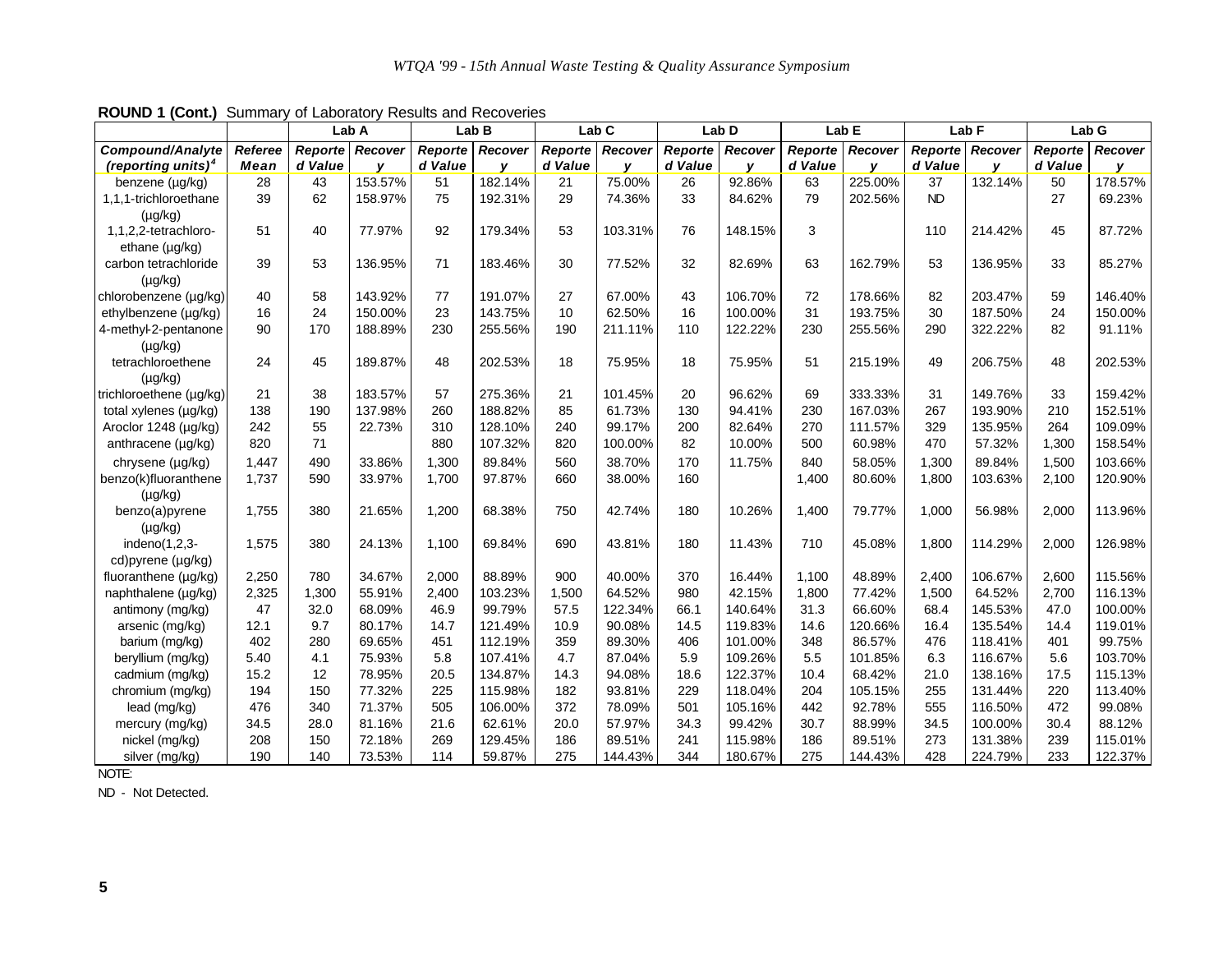**ROUND 1 (Cont.)** Summary of Laboratory Results and Recoveries

| | | Lab A | | Lab B | | Lab C | | Lab D | | Lab E | | Lab F | | Lab G | |
|---|---|---|---|---|---|---|---|---|---|---|---|---|---|---|---|
| ***Compound/Analyte (reporting units)[4]*** | ***Referee Mean*** | ***Reported Value*** | ***Recovery*** | ***Reported Value*** | ***Recovery*** | ***Reported Value*** | ***Recovery*** | ***Reported Value*** | ***Recovery*** | ***Reported Value*** | ***Recovery*** | ***Reported Value*** | ***Recovery*** | ***Reported Value*** | ***Recovery*** |
| benzene (µg/kg) | 28 | 43 | 153.57% | 51 | 182.14% | 21 | 75.00% | 26 | 92.86% | 63 | 225.00% | 37 | 132.14% | 50 | 178.57% |
| 1,1,1-trichloroethane (µg/kg) | 39 | 62 | 158.97% | 75 | 192.31% | 29 | 74.36% | 33 | 84.62% | 79 | 202.56% | ND | | 27 | 69.23% |
| 1,1,2,2-tetrachloro-ethane (µg/kg) | 51 | 40 | 77.97% | 92 | 179.34% | 53 | 103.31% | 76 | 148.15% | 3 | | 110 | 214.42% | 45 | 87.72% |
| carbon tetrachloride (µg/kg) | 39 | 53 | 136.95% | 71 | 183.46% | 30 | 77.52% | 32 | 82.69% | 63 | 162.79% | 53 | 136.95% | 33 | 85.27% |
| chlorobenzene (µg/kg) | 40 | 58 | 143.92% | 77 | 191.07% | 27 | 67.00% | 43 | 106.70% | 72 | 178.66% | 82 | 203.47% | 59 | 146.40% |
| ethylbenzene (µg/kg) | 16 | 24 | 150.00% | 23 | 143.75% | 10 | 62.50% | 16 | 100.00% | 31 | 193.75% | 30 | 187.50% | 24 | 150.00% |
| 4-methyl-2-pentanone (µg/kg) | 90 | 170 | 188.89% | 230 | 255.56% | 190 | 211.11% | 110 | 122.22% | 230 | 255.56% | 290 | 322.22% | 82 | 91.11% |
| tetrachloroethene (µg/kg) | 24 | 45 | 189.87% | 48 | 202.53% | 18 | 75.95% | 18 | 75.95% | 51 | 215.19% | 49 | 206.75% | 48 | 202.53% |
| trichloroethene (µg/kg) | 21 | 38 | 183.57% | 57 | 275.36% | 21 | 101.45% | 20 | 96.62% | 69 | 333.33% | 31 | 149.76% | 33 | 159.42% |
| total xylenes (µg/kg) | 138 | 190 | 137.98% | 260 | 188.82% | 85 | 61.73% | 130 | 94.41% | 230 | 167.03% | 267 | 193.90% | 210 | 152.51% |
| Aroclor 1248 (µg/kg) | 242 | 55 | 22.73% | 310 | 128.10% | 240 | 99.17% | 200 | 82.64% | 270 | 111.57% | 329 | 135.95% | 264 | 109.09% |
| anthracene (µg/kg) | 820 | 71 | | 880 | 107.32% | 820 | 100.00% | 82 | 10.00% | 500 | 60.98% | 470 | 57.32% | 1,300 | 158.54% |
| chrysene (µg/kg) | 1,447 | 490 | 33.86% | 1,300 | 89.84% | 560 | 38.70% | 170 | 11.75% | 840 | 58.05% | 1,300 | 89.84% | 1,500 | 103.66% |
| benzo(k)fluoranthene (µg/kg) | 1,737 | 590 | 33.97% | 1,700 | 97.87% | 660 | 38.00% | 160 | | 1,400 | 80.60% | 1,800 | 103.63% | 2,100 | 120.90% |
| benzo(a)pyrene (µg/kg) | 1,755 | 380 | 21.65% | 1,200 | 68.38% | 750 | 42.74% | 180 | 10.26% | 1,400 | 79.77% | 1,000 | 56.98% | 2,000 | 113.96% |
| indeno(1,2,3-cd)pyrene (µg/kg) | 1,575 | 380 | 24.13% | 1,100 | 69.84% | 690 | 43.81% | 180 | 11.43% | 710 | 45.08% | 1,800 | 114.29% | 2,000 | 126.98% |
| fluoranthene (µg/kg) | 2,250 | 780 | 34.67% | 2,000 | 88.89% | 900 | 40.00% | 370 | 16.44% | 1,100 | 48.89% | 2,400 | 106.67% | 2,600 | 115.56% |
| naphthalene (µg/kg) | 2,325 | 1,300 | 55.91% | 2,400 | 103.23% | 1,500 | 64.52% | 980 | 42.15% | 1,800 | 77.42% | 1,500 | 64.52% | 2,700 | 116.13% |
| antimony (mg/kg) | 47 | 32.0 | 68.09% | 46.9 | 99.79% | 57.5 | 122.34% | 66.1 | 140.64% | 31.3 | 66.60% | 68.4 | 145.53% | 47.0 | 100.00% |
| arsenic (mg/kg) | 12.1 | 9.7 | 80.17% | 14.7 | 121.49% | 10.9 | 90.08% | 14.5 | 119.83% | 14.6 | 120.66% | 16.4 | 135.54% | 14.4 | 119.01% |
| barium (mg/kg) | 402 | 280 | 69.65% | 451 | 112.19% | 359 | 89.30% | 406 | 101.00% | 348 | 86.57% | 476 | 118.41% | 401 | 99.75% |
| beryllium (mg/kg) | 5.40 | 4.1 | 75.93% | 5.8 | 107.41% | 4.7 | 87.04% | 5.9 | 109.26% | 5.5 | 101.85% | 6.3 | 116.67% | 5.6 | 103.70% |
| cadmium (mg/kg) | 15.2 | 12 | 78.95% | 20.5 | 134.87% | 14.3 | 94.08% | 18.6 | 122.37% | 10.4 | 68.42% | 21.0 | 138.16% | 17.5 | 115.13% |
| chromium (mg/kg) | 194 | 150 | 77.32% | 225 | 115.98% | 182 | 93.81% | 229 | 118.04% | 204 | 105.15% | 255 | 131.44% | 220 | 113.40% |
| lead (mg/kg) | 476 | 340 | 71.37% | 505 | 106.00% | 372 | 78.09% | 501 | 105.16% | 442 | 92.78% | 555 | 116.50% | 472 | 99.08% |
| mercury (mg/kg) | 34.5 | 28.0 | 81.16% | 21.6 | 62.61% | 20.0 | 57.97% | 34.3 | 99.42% | 30.7 | 88.99% | 34.5 | 100.00% | 30.4 | 88.12% |
| nickel (mg/kg) | 208 | 150 | 72.18% | 269 | 129.45% | 186 | 89.51% | 241 | 115.98% | 186 | 89.51% | 273 | 131.38% | 239 | 115.01% |
| silver (mg/kg) | 190 | 140 | 73.53% | 114 | 59.87% | 275 | 144.43% | 344 | 180.67% | 275 | 144.43% | 428 | 224.79% | 233 | 122.37% |

NOTE:

ND - Not Detected.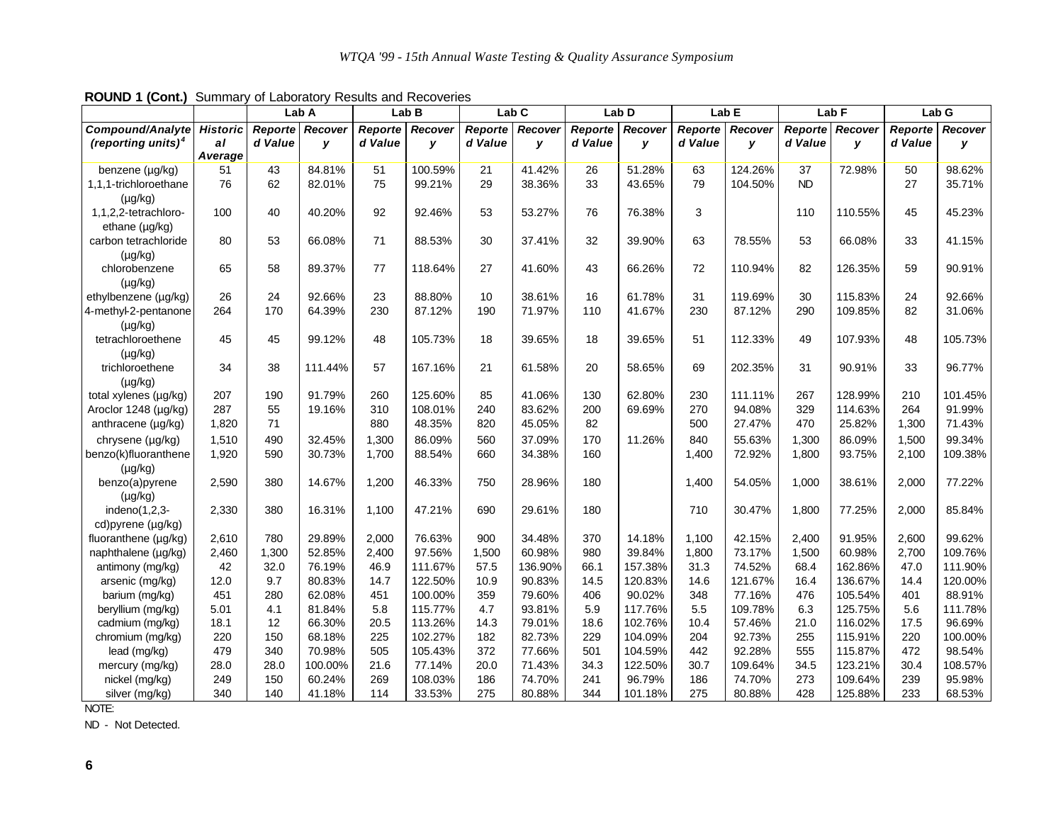**ROUND 1 (Cont.)** Summary of Laboratory Results and Recoveries

| | | Lab A | | Lab B | | Lab C | | Lab D | | Lab E | | Lab F | | Lab G | |
|---|---|---|---|---|---|---|---|---|---|---|---|---|---|---|---|
| ***Compound/Analyte (reporting units)[4]*** | ***Historical Average*** | ***Reported Value*** | ***Recovery*** | ***Reported Value*** | ***Recovery*** | ***Reported Value*** | ***Recovery*** | ***Reported Value*** | ***Recovery*** | ***Reported Value*** | ***Recovery*** | ***Reported Value*** | ***Recovery*** | ***Reported Value*** | ***Recovery*** |
| benzene (µg/kg) | 51 | 43 | 84.81% | 51 | 100.59% | 21 | 41.42% | 26 | 51.28% | 63 | 124.26% | 37 | 72.98% | 50 | 98.62% |
| 1,1,1-trichloroethane (µg/kg) | 76 | 62 | 82.01% | 75 | 99.21% | 29 | 38.36% | 33 | 43.65% | 79 | 104.50% | ND | | 27 | 35.71% |
| 1,1,2,2-tetrachloro-ethane (µg/kg) | 100 | 40 | 40.20% | 92 | 92.46% | 53 | 53.27% | 76 | 76.38% | 3 | | 110 | 110.55% | 45 | 45.23% |
| carbon tetrachloride (µg/kg) | 80 | 53 | 66.08% | 71 | 88.53% | 30 | 37.41% | 32 | 39.90% | 63 | 78.55% | 53 | 66.08% | 33 | 41.15% |
| chlorobenzene (µg/kg) | 65 | 58 | 89.37% | 77 | 118.64% | 27 | 41.60% | 43 | 66.26% | 72 | 110.94% | 82 | 126.35% | 59 | 90.91% |
| ethylbenzene (µg/kg) | 26 | 24 | 92.66% | 23 | 88.80% | 10 | 38.61% | 16 | 61.78% | 31 | 119.69% | 30 | 115.83% | 24 | 92.66% |
| 4-methyl-2-pentanone (µg/kg) | 264 | 170 | 64.39% | 230 | 87.12% | 190 | 71.97% | 110 | 41.67% | 230 | 87.12% | 290 | 109.85% | 82 | 31.06% |
| tetrachloroethene (µg/kg) | 45 | 45 | 99.12% | 48 | 105.73% | 18 | 39.65% | 18 | 39.65% | 51 | 112.33% | 49 | 107.93% | 48 | 105.73% |
| trichloroethene (µg/kg) | 34 | 38 | 111.44% | 57 | 167.16% | 21 | 61.58% | 20 | 58.65% | 69 | 202.35% | 31 | 90.91% | 33 | 96.77% |
| total xylenes (µg/kg) | 207 | 190 | 91.79% | 260 | 125.60% | 85 | 41.06% | 130 | 62.80% | 230 | 111.11% | 267 | 128.99% | 210 | 101.45% |
| Aroclor 1248 (µg/kg) | 287 | 55 | 19.16% | 310 | 108.01% | 240 | 83.62% | 200 | 69.69% | 270 | 94.08% | 329 | 114.63% | 264 | 91.99% |
| anthracene (µg/kg) | 1,820 | 71 | | 880 | 48.35% | 820 | 45.05% | 82 | | 500 | 27.47% | 470 | 25.82% | 1,300 | 71.43% |
| chrysene (µg/kg) | 1,510 | 490 | 32.45% | 1,300 | 86.09% | 560 | 37.09% | 170 | 11.26% | 840 | 55.63% | 1,300 | 86.09% | 1,500 | 99.34% |
| benzo(k)fluoranthene (µg/kg) | 1,920 | 590 | 30.73% | 1,700 | 88.54% | 660 | 34.38% | 160 | | 1,400 | 72.92% | 1,800 | 93.75% | 2,100 | 109.38% |
| benzo(a)pyrene (µg/kg) | 2,590 | 380 | 14.67% | 1,200 | 46.33% | 750 | 28.96% | 180 | | 1,400 | 54.05% | 1,000 | 38.61% | 2,000 | 77.22% |
| indeno(1,2,3-cd)pyrene (µg/kg) | 2,330 | 380 | 16.31% | 1,100 | 47.21% | 690 | 29.61% | 180 | | 710 | 30.47% | 1,800 | 77.25% | 2,000 | 85.84% |
| fluoranthene (µg/kg) | 2,610 | 780 | 29.89% | 2,000 | 76.63% | 900 | 34.48% | 370 | 14.18% | 1,100 | 42.15% | 2,400 | 91.95% | 2,600 | 99.62% |
| naphthalene (µg/kg) | 2,460 | 1,300 | 52.85% | 2,400 | 97.56% | 1,500 | 60.98% | 980 | 39.84% | 1,800 | 73.17% | 1,500 | 60.98% | 2,700 | 109.76% |
| antimony (mg/kg) | 42 | 32.0 | 76.19% | 46.9 | 111.67% | 57.5 | 136.90% | 66.1 | 157.38% | 31.3 | 74.52% | 68.4 | 162.86% | 47.0 | 111.90% |
| arsenic (mg/kg) | 12.0 | 9.7 | 80.83% | 14.7 | 122.50% | 10.9 | 90.83% | 14.5 | 120.83% | 14.6 | 121.67% | 16.4 | 136.67% | 14.4 | 120.00% |
| barium (mg/kg) | 451 | 280 | 62.08% | 451 | 100.00% | 359 | 79.60% | 406 | 90.02% | 348 | 77.16% | 476 | 105.54% | 401 | 88.91% |
| beryllium (mg/kg) | 5.01 | 4.1 | 81.84% | 5.8 | 115.77% | 4.7 | 93.81% | 5.9 | 117.76% | 5.5 | 109.78% | 6.3 | 125.75% | 5.6 | 111.78% |
| cadmium (mg/kg) | 18.1 | 12 | 66.30% | 20.5 | 113.26% | 14.3 | 79.01% | 18.6 | 102.76% | 10.4 | 57.46% | 21.0 | 116.02% | 17.5 | 96.69% |
| chromium (mg/kg) | 220 | 150 | 68.18% | 225 | 102.27% | 182 | 82.73% | 229 | 104.09% | 204 | 92.73% | 255 | 115.91% | 220 | 100.00% |
| lead (mg/kg) | 479 | 340 | 70.98% | 505 | 105.43% | 372 | 77.66% | 501 | 104.59% | 442 | 92.28% | 555 | 115.87% | 472 | 98.54% |
| mercury (mg/kg) | 28.0 | 28.0 | 100.00% | 21.6 | 77.14% | 20.0 | 71.43% | 34.3 | 122.50% | 30.7 | 109.64% | 34.5 | 123.21% | 30.4 | 108.57% |
| nickel (mg/kg) | 249 | 150 | 60.24% | 269 | 108.03% | 186 | 74.70% | 241 | 96.79% | 186 | 74.70% | 273 | 109.64% | 239 | 95.98% |
| silver (mg/kg) | 340 | 140 | 41.18% | 114 | 33.53% | 275 | 80.88% | 344 | 101.18% | 275 | 80.88% | 428 | 125.88% | 233 | 68.53% |

NOTE:

ND - Not Detected.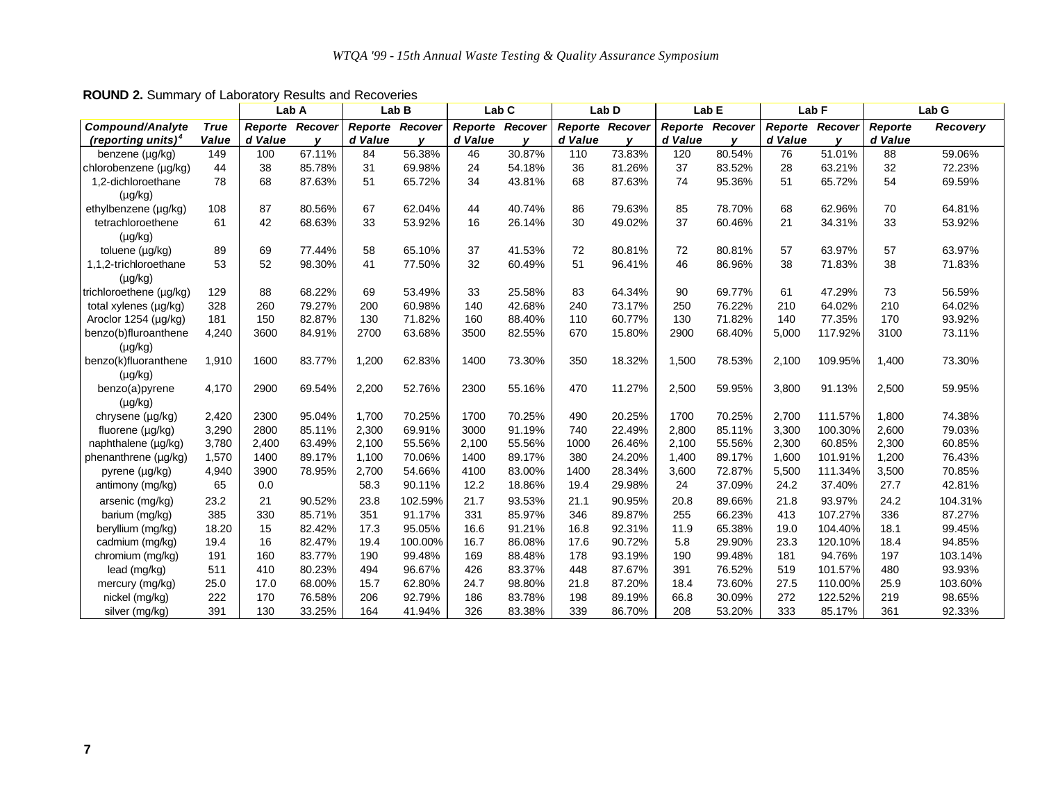**ROUND 2.** Summary of Laboratory Results and Recoveries

| Compound/Analyte (reporting units)[4] | True Value | Lab A Reported Value | Lab A Recovery | Lab B Reported Value | Lab B Recovery | Lab C Reported Value | Lab C Recovery | Lab D Reported Value | Lab D Recovery | Lab E Reported Value | Lab E Recovery | Lab F Reported Value | Lab F Recovery | Lab G Reported Value | Lab G Recovery |
|---|---|---|---|---|---|---|---|---|---|---|---|---|---|---|---|
| benzene (µg/kg) | 149 | 100 | 67.11% | 84 | 56.38% | 46 | 30.87% | 110 | 73.83% | 120 | 80.54% | 76 | 51.01% | 88 | 59.06% |
| chlorobenzene (µg/kg) | 44 | 38 | 85.78% | 31 | 69.98% | 24 | 54.18% | 36 | 81.26% | 37 | 83.52% | 28 | 63.21% | 32 | 72.23% |
| 1,2-dichloroethane (µg/kg) | 78 | 68 | 87.63% | 51 | 65.72% | 34 | 43.81% | 68 | 87.63% | 74 | 95.36% | 51 | 65.72% | 54 | 69.59% |
| ethylbenzene (µg/kg) | 108 | 87 | 80.56% | 67 | 62.04% | 44 | 40.74% | 86 | 79.63% | 85 | 78.70% | 68 | 62.96% | 70 | 64.81% |
| tetrachloroethene (µg/kg) | 61 | 42 | 68.63% | 33 | 53.92% | 16 | 26.14% | 30 | 49.02% | 37 | 60.46% | 21 | 34.31% | 33 | 53.92% |
| toluene (µg/kg) | 89 | 69 | 77.44% | 58 | 65.10% | 37 | 41.53% | 72 | 80.81% | 72 | 80.81% | 57 | 63.97% | 57 | 63.97% |
| 1,1,2-trichloroethane (µg/kg) | 53 | 52 | 98.30% | 41 | 77.50% | 32 | 60.49% | 51 | 96.41% | 46 | 86.96% | 38 | 71.83% | 38 | 71.83% |
| trichloroethene (µg/kg) | 129 | 88 | 68.22% | 69 | 53.49% | 33 | 25.58% | 83 | 64.34% | 90 | 69.77% | 61 | 47.29% | 73 | 56.59% |
| total xylenes (µg/kg) | 328 | 260 | 79.27% | 200 | 60.98% | 140 | 42.68% | 240 | 73.17% | 250 | 76.22% | 210 | 64.02% | 210 | 64.02% |
| Aroclor 1254 (µg/kg) | 181 | 150 | 82.87% | 130 | 71.82% | 160 | 88.40% | 110 | 60.77% | 130 | 71.82% | 140 | 77.35% | 170 | 93.92% |
| benzo(b)fluroanthene (µg/kg) | 4,240 | 3600 | 84.91% | 2700 | 63.68% | 3500 | 82.55% | 670 | 15.80% | 2900 | 68.40% | 5,000 | 117.92% | 3100 | 73.11% |
| benzo(k)fluoranthene (µg/kg) | 1,910 | 1600 | 83.77% | 1,200 | 62.83% | 1400 | 73.30% | 350 | 18.32% | 1,500 | 78.53% | 2,100 | 109.95% | 1,400 | 73.30% |
| benzo(a)pyrene (µg/kg) | 4,170 | 2900 | 69.54% | 2,200 | 52.76% | 2300 | 55.16% | 470 | 11.27% | 2,500 | 59.95% | 3,800 | 91.13% | 2,500 | 59.95% |
| chrysene (µg/kg) | 2,420 | 2300 | 95.04% | 1,700 | 70.25% | 1700 | 70.25% | 490 | 20.25% | 1700 | 70.25% | 2,700 | 111.57% | 1,800 | 74.38% |
| fluorene (µg/kg) | 3,290 | 2800 | 85.11% | 2,300 | 69.91% | 3000 | 91.19% | 740 | 22.49% | 2,800 | 85.11% | 3,300 | 100.30% | 2,600 | 79.03% |
| naphthalene (µg/kg) | 3,780 | 2,400 | 63.49% | 2,100 | 55.56% | 2,100 | 55.56% | 1000 | 26.46% | 2,100 | 55.56% | 2,300 | 60.85% | 2,300 | 60.85% |
| phenanthrene (µg/kg) | 1,570 | 1400 | 89.17% | 1,100 | 70.06% | 1400 | 89.17% | 380 | 24.20% | 1,400 | 89.17% | 1,600 | 101.91% | 1,200 | 76.43% |
| pyrene (µg/kg) | 4,940 | 3900 | 78.95% | 2,700 | 54.66% | 4100 | 83.00% | 1400 | 28.34% | 3,600 | 72.87% | 5,500 | 111.34% | 3,500 | 70.85% |
| antimony (mg/kg) | 65 | 0.0 | | 58.3 | 90.11% | 12.2 | 18.86% | 19.4 | 29.98% | 24 | 37.09% | 24.2 | 37.40% | 27.7 | 42.81% |
| arsenic (mg/kg) | 23.2 | 21 | 90.52% | 23.8 | 102.59% | 21.7 | 93.53% | 21.1 | 90.95% | 20.8 | 89.66% | 21.8 | 93.97% | 24.2 | 104.31% |
| barium (mg/kg) | 385 | 330 | 85.71% | 351 | 91.17% | 331 | 85.97% | 346 | 89.87% | 255 | 66.23% | 413 | 107.27% | 336 | 87.27% |
| beryllium (mg/kg) | 18.20 | 15 | 82.42% | 17.3 | 95.05% | 16.6 | 91.21% | 16.8 | 92.31% | 11.9 | 65.38% | 19.0 | 104.40% | 18.1 | 99.45% |
| cadmium (mg/kg) | 19.4 | 16 | 82.47% | 19.4 | 100.00% | 16.7 | 86.08% | 17.6 | 90.72% | 5.8 | 29.90% | 23.3 | 120.10% | 18.4 | 94.85% |
| chromium (mg/kg) | 191 | 160 | 83.77% | 190 | 99.48% | 169 | 88.48% | 178 | 93.19% | 190 | 99.48% | 181 | 94.76% | 197 | 103.14% |
| lead (mg/kg) | 511 | 410 | 80.23% | 494 | 96.67% | 426 | 83.37% | 448 | 87.67% | 391 | 76.52% | 519 | 101.57% | 480 | 93.93% |
| mercury (mg/kg) | 25.0 | 17.0 | 68.00% | 15.7 | 62.80% | 24.7 | 98.80% | 21.8 | 87.20% | 18.4 | 73.60% | 27.5 | 110.00% | 25.9 | 103.60% |
| nickel (mg/kg) | 222 | 170 | 76.58% | 206 | 92.79% | 186 | 83.78% | 198 | 89.19% | 66.8 | 30.09% | 272 | 122.52% | 219 | 98.65% |
| silver (mg/kg) | 391 | 130 | 33.25% | 164 | 41.94% | 326 | 83.38% | 339 | 86.70% | 208 | 53.20% | 333 | 85.17% | 361 | 92.33% |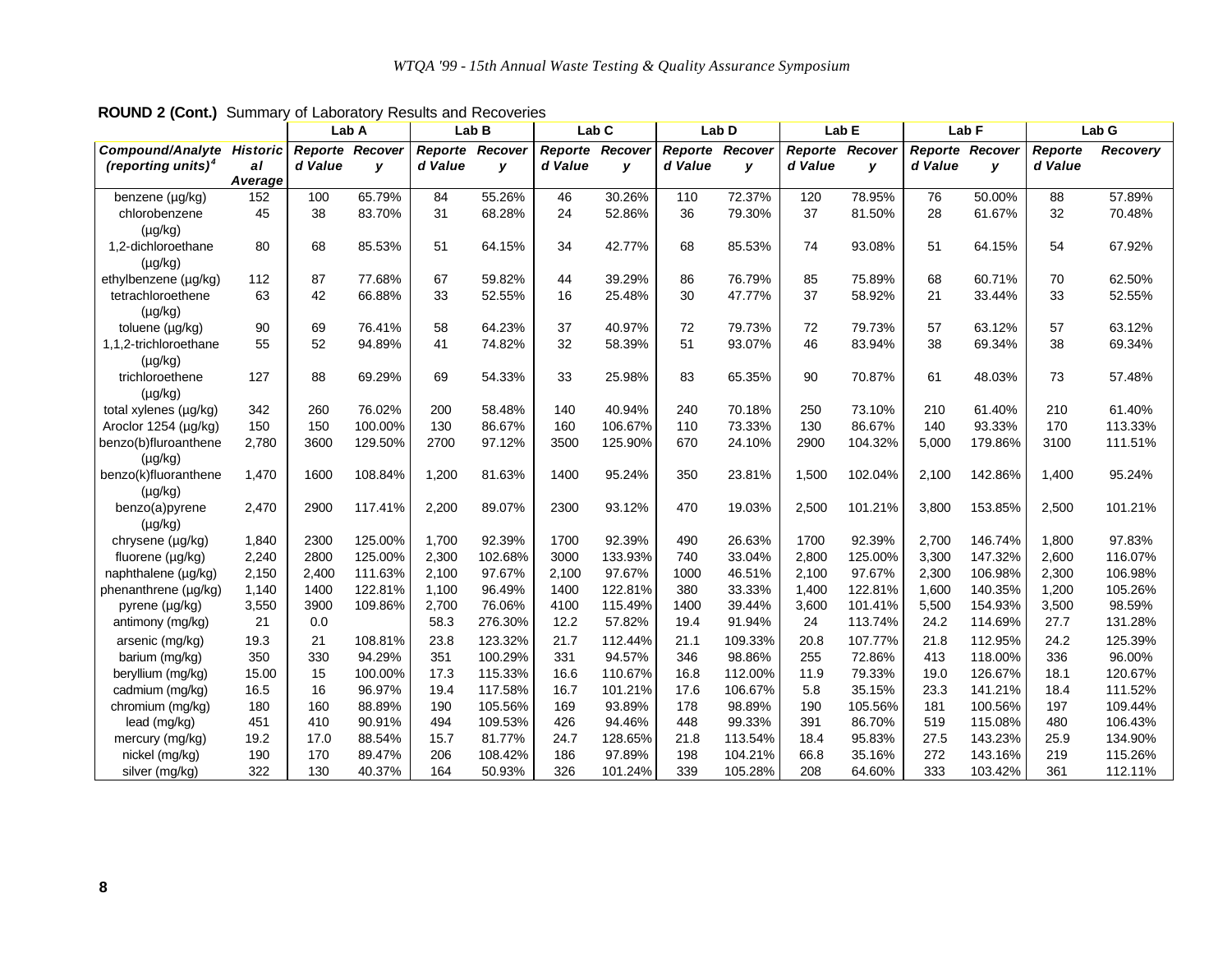**ROUND 2 (Cont.)** Summary of Laboratory Results and Recoveries

| | | Lab A | | Lab B | | Lab C | | Lab D | | Lab E | | Lab F | | Lab G | |
|---|---|---|---|---|---|---|---|---|---|---|---|---|---|---|---|
| ***Compound/Analyte (reporting units)[4]*** | ***Historical Average*** | ***Reported Value*** | ***Recovery*** | ***Reported Value*** | ***Recovery*** | ***Reported Value*** | ***Recovery*** | ***Reported Value*** | ***Recovery*** | ***Reported Value*** | ***Recovery*** | ***Reported Value*** | ***Recovery*** | ***Reported Value*** | ***Recovery*** |
| benzene (µg/kg) | 152 | 100 | 65.79% | 84 | 55.26% | 46 | 30.26% | 110 | 72.37% | 120 | 78.95% | 76 | 50.00% | 88 | 57.89% |
| chlorobenzene (µg/kg) | 45 | 38 | 83.70% | 31 | 68.28% | 24 | 52.86% | 36 | 79.30% | 37 | 81.50% | 28 | 61.67% | 32 | 70.48% |
| 1,2-dichloroethane (µg/kg) | 80 | 68 | 85.53% | 51 | 64.15% | 34 | 42.77% | 68 | 85.53% | 74 | 93.08% | 51 | 64.15% | 54 | 67.92% |
| ethylbenzene (µg/kg) | 112 | 87 | 77.68% | 67 | 59.82% | 44 | 39.29% | 86 | 76.79% | 85 | 75.89% | 68 | 60.71% | 70 | 62.50% |
| tetrachloroethene (µg/kg) | 63 | 42 | 66.88% | 33 | 52.55% | 16 | 25.48% | 30 | 47.77% | 37 | 58.92% | 21 | 33.44% | 33 | 52.55% |
| toluene (µg/kg) | 90 | 69 | 76.41% | 58 | 64.23% | 37 | 40.97% | 72 | 79.73% | 72 | 79.73% | 57 | 63.12% | 57 | 63.12% |
| 1,1,2-trichloroethane (µg/kg) | 55 | 52 | 94.89% | 41 | 74.82% | 32 | 58.39% | 51 | 93.07% | 46 | 83.94% | 38 | 69.34% | 38 | 69.34% |
| trichloroethene (µg/kg) | 127 | 88 | 69.29% | 69 | 54.33% | 33 | 25.98% | 83 | 65.35% | 90 | 70.87% | 61 | 48.03% | 73 | 57.48% |
| total xylenes (µg/kg) | 342 | 260 | 76.02% | 200 | 58.48% | 140 | 40.94% | 240 | 70.18% | 250 | 73.10% | 210 | 61.40% | 210 | 61.40% |
| Aroclor 1254 (µg/kg) | 150 | 150 | 100.00% | 130 | 86.67% | 160 | 106.67% | 110 | 73.33% | 130 | 86.67% | 140 | 93.33% | 170 | 113.33% |
| benzo(b)fluroanthene (µg/kg) | 2,780 | 3600 | 129.50% | 2700 | 97.12% | 3500 | 125.90% | 670 | 24.10% | 2900 | 104.32% | 5,000 | 179.86% | 3100 | 111.51% |
| benzo(k)fluoranthene (µg/kg) | 1,470 | 1600 | 108.84% | 1,200 | 81.63% | 1400 | 95.24% | 350 | 23.81% | 1,500 | 102.04% | 2,100 | 142.86% | 1,400 | 95.24% |
| benzo(a)pyrene (µg/kg) | 2,470 | 2900 | 117.41% | 2,200 | 89.07% | 2300 | 93.12% | 470 | 19.03% | 2,500 | 101.21% | 3,800 | 153.85% | 2,500 | 101.21% |
| chrysene (µg/kg) | 1,840 | 2300 | 125.00% | 1,700 | 92.39% | 1700 | 92.39% | 490 | 26.63% | 1700 | 92.39% | 2,700 | 146.74% | 1,800 | 97.83% |
| fluorene (µg/kg) | 2,240 | 2800 | 125.00% | 2,300 | 102.68% | 3000 | 133.93% | 740 | 33.04% | 2,800 | 125.00% | 3,300 | 147.32% | 2,600 | 116.07% |
| naphthalene (µg/kg) | 2,150 | 2,400 | 111.63% | 2,100 | 97.67% | 2,100 | 97.67% | 1000 | 46.51% | 2,100 | 97.67% | 2,300 | 106.98% | 2,300 | 106.98% |
| phenanthrene (µg/kg) | 1,140 | 1400 | 122.81% | 1,100 | 96.49% | 1400 | 122.81% | 380 | 33.33% | 1,400 | 122.81% | 1,600 | 140.35% | 1,200 | 105.26% |
| pyrene (µg/kg) | 3,550 | 3900 | 109.86% | 2,700 | 76.06% | 4100 | 115.49% | 1400 | 39.44% | 3,600 | 101.41% | 5,500 | 154.93% | 3,500 | 98.59% |
| antimony (mg/kg) | 21 | 0.0 | | 58.3 | 276.30% | 12.2 | 57.82% | 19.4 | 91.94% | 24 | 113.74% | 24.2 | 114.69% | 27.7 | 131.28% |
| arsenic (mg/kg) | 19.3 | 21 | 108.81% | 23.8 | 123.32% | 21.7 | 112.44% | 21.1 | 109.33% | 20.8 | 107.77% | 21.8 | 112.95% | 24.2 | 125.39% |
| barium (mg/kg) | 350 | 330 | 94.29% | 351 | 100.29% | 331 | 94.57% | 346 | 98.86% | 255 | 72.86% | 413 | 118.00% | 336 | 96.00% |
| beryllium (mg/kg) | 15.00 | 15 | 100.00% | 17.3 | 115.33% | 16.6 | 110.67% | 16.8 | 112.00% | 11.9 | 79.33% | 19.0 | 126.67% | 18.1 | 120.67% |
| cadmium (mg/kg) | 16.5 | 16 | 96.97% | 19.4 | 117.58% | 16.7 | 101.21% | 17.6 | 106.67% | 5.8 | 35.15% | 23.3 | 141.21% | 18.4 | 111.52% |
| chromium (mg/kg) | 180 | 160 | 88.89% | 190 | 105.56% | 169 | 93.89% | 178 | 98.89% | 190 | 105.56% | 181 | 100.56% | 197 | 109.44% |
| lead (mg/kg) | 451 | 410 | 90.91% | 494 | 109.53% | 426 | 94.46% | 448 | 99.33% | 391 | 86.70% | 519 | 115.08% | 480 | 106.43% |
| mercury (mg/kg) | 19.2 | 17.0 | 88.54% | 15.7 | 81.77% | 24.7 | 128.65% | 21.8 | 113.54% | 18.4 | 95.83% | 27.5 | 143.23% | 25.9 | 134.90% |
| nickel (mg/kg) | 190 | 170 | 89.47% | 206 | 108.42% | 186 | 97.89% | 198 | 104.21% | 66.8 | 35.16% | 272 | 143.16% | 219 | 115.26% |
| silver (mg/kg) | 322 | 130 | 40.37% | 164 | 50.93% | 326 | 101.24% | 339 | 105.28% | 208 | 64.60% | 333 | 103.42% | 361 | 112.11% |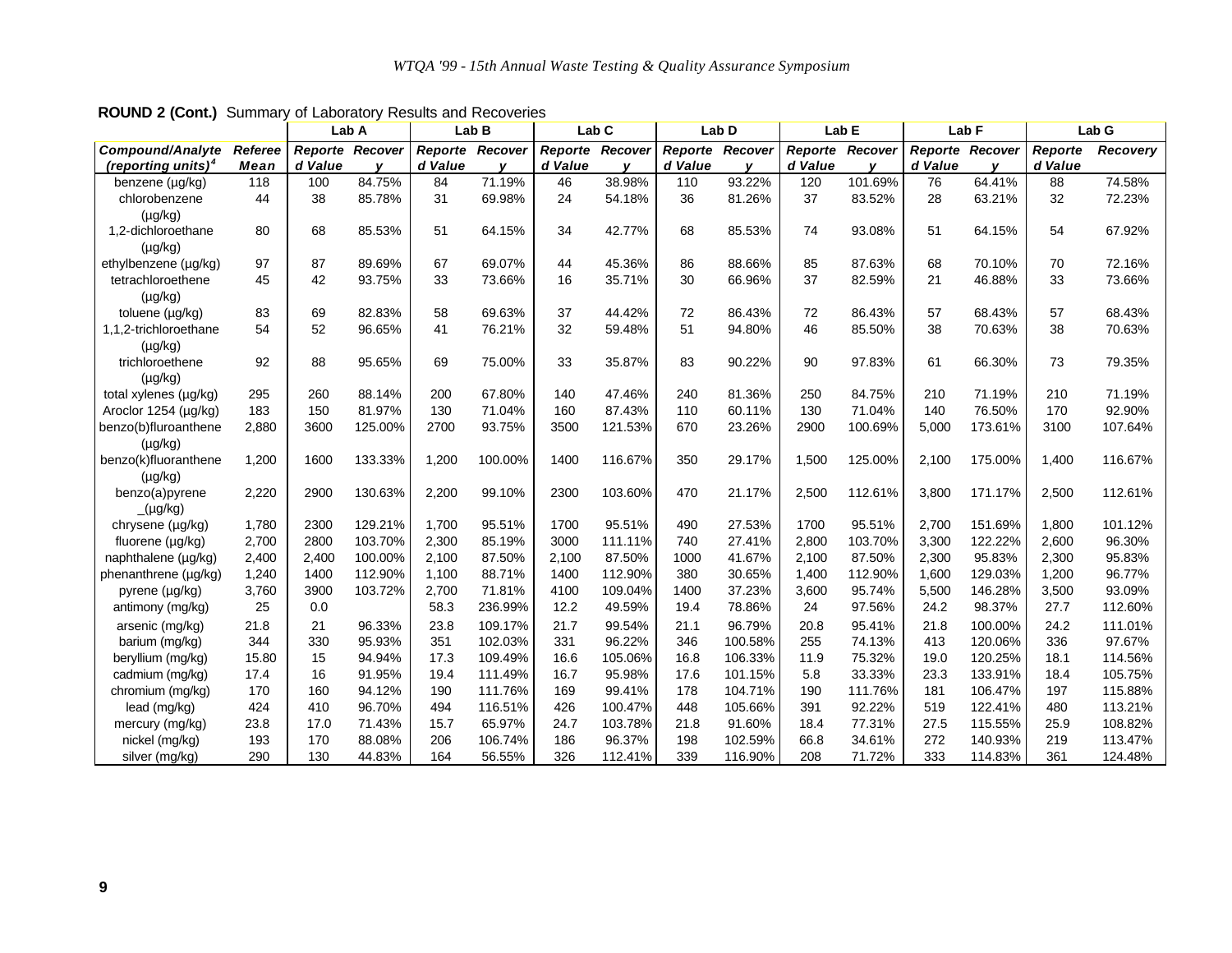**ROUND 2 (Cont.)** Summary of Laboratory Results and Recoveries

| | | Lab A | | Lab B | | Lab C | | Lab D | | Lab E | | Lab F | | Lab G | |
|---|---|---|---|---|---|---|---|---|---|---|---|---|---|---|---|
| ***Compound/Analyte (reporting units)[4]*** | ***Referee Mean*** | ***Reported Value*** | ***Recovery*** | ***Reported Value*** | ***Recovery*** | ***Reported Value*** | ***Recovery*** | ***Reported Value*** | ***Recovery*** | ***Reported Value*** | ***Recovery*** | ***Reported Value*** | ***Recovery*** | ***Reported Value*** | ***Recovery*** |
| benzene (µg/kg) | 118 | 100 | 84.75% | 84 | 71.19% | 46 | 38.98% | 110 | 93.22% | 120 | 101.69% | 76 | 64.41% | 88 | 74.58% |
| chlorobenzene (µg/kg) | 44 | 38 | 85.78% | 31 | 69.98% | 24 | 54.18% | 36 | 81.26% | 37 | 83.52% | 28 | 63.21% | 32 | 72.23% |
| 1,2-dichloroethane (µg/kg) | 80 | 68 | 85.53% | 51 | 64.15% | 34 | 42.77% | 68 | 85.53% | 74 | 93.08% | 51 | 64.15% | 54 | 67.92% |
| ethylbenzene (µg/kg) | 97 | 87 | 89.69% | 67 | 69.07% | 44 | 45.36% | 86 | 88.66% | 85 | 87.63% | 68 | 70.10% | 70 | 72.16% |
| tetrachloroethene (µg/kg) | 45 | 42 | 93.75% | 33 | 73.66% | 16 | 35.71% | 30 | 66.96% | 37 | 82.59% | 21 | 46.88% | 33 | 73.66% |
| toluene (µg/kg) | 83 | 69 | 82.83% | 58 | 69.63% | 37 | 44.42% | 72 | 86.43% | 72 | 86.43% | 57 | 68.43% | 57 | 68.43% |
| 1,1,2-trichloroethane (µg/kg) | 54 | 52 | 96.65% | 41 | 76.21% | 32 | 59.48% | 51 | 94.80% | 46 | 85.50% | 38 | 70.63% | 38 | 70.63% |
| trichloroethene (µg/kg) | 92 | 88 | 95.65% | 69 | 75.00% | 33 | 35.87% | 83 | 90.22% | 90 | 97.83% | 61 | 66.30% | 73 | 79.35% |
| total xylenes (µg/kg) | 295 | 260 | 88.14% | 200 | 67.80% | 140 | 47.46% | 240 | 81.36% | 250 | 84.75% | 210 | 71.19% | 210 | 71.19% |
| Aroclor 1254 (µg/kg) | 183 | 150 | 81.97% | 130 | 71.04% | 160 | 87.43% | 110 | 60.11% | 130 | 71.04% | 140 | 76.50% | 170 | 92.90% |
| benzo(b)fluroanthene (µg/kg) | 2,880 | 3600 | 125.00% | 2700 | 93.75% | 3500 | 121.53% | 670 | 23.26% | 2900 | 100.69% | 5,000 | 173.61% | 3100 | 107.64% |
| benzo(k)fluoranthene (µg/kg) | 1,200 | 1600 | 133.33% | 1,200 | 100.00% | 1400 | 116.67% | 350 | 29.17% | 1,500 | 125.00% | 2,100 | 175.00% | 1,400 | 116.67% |
| benzo(a)pyrene _(µg/kg) | 2,220 | 2900 | 130.63% | 2,200 | 99.10% | 2300 | 103.60% | 470 | 21.17% | 2,500 | 112.61% | 3,800 | 171.17% | 2,500 | 112.61% |
| chrysene (µg/kg) | 1,780 | 2300 | 129.21% | 1,700 | 95.51% | 1700 | 95.51% | 490 | 27.53% | 1700 | 95.51% | 2,700 | 151.69% | 1,800 | 101.12% |
| fluorene (µg/kg) | 2,700 | 2800 | 103.70% | 2,300 | 85.19% | 3000 | 111.11% | 740 | 27.41% | 2,800 | 103.70% | 3,300 | 122.22% | 2,600 | 96.30% |
| naphthalene (µg/kg) | 2,400 | 2,400 | 100.00% | 2,100 | 87.50% | 2,100 | 87.50% | 1000 | 41.67% | 2,100 | 87.50% | 2,300 | 95.83% | 2,300 | 95.83% |
| phenanthrene (µg/kg) | 1,240 | 1400 | 112.90% | 1,100 | 88.71% | 1400 | 112.90% | 380 | 30.65% | 1,400 | 112.90% | 1,600 | 129.03% | 1,200 | 96.77% |
| pyrene (µg/kg) | 3,760 | 3900 | 103.72% | 2,700 | 71.81% | 4100 | 109.04% | 1400 | 37.23% | 3,600 | 95.74% | 5,500 | 146.28% | 3,500 | 93.09% |
| antimony (mg/kg) | 25 | 0.0 | | 58.3 | 236.99% | 12.2 | 49.59% | 19.4 | 78.86% | 24 | 97.56% | 24.2 | 98.37% | 27.7 | 112.60% |
| arsenic (mg/kg) | 21.8 | 21 | 96.33% | 23.8 | 109.17% | 21.7 | 99.54% | 21.1 | 96.79% | 20.8 | 95.41% | 21.8 | 100.00% | 24.2 | 111.01% |
| barium (mg/kg) | 344 | 330 | 95.93% | 351 | 102.03% | 331 | 96.22% | 346 | 100.58% | 255 | 74.13% | 413 | 120.06% | 336 | 97.67% |
| beryllium (mg/kg) | 15.80 | 15 | 94.94% | 17.3 | 109.49% | 16.6 | 105.06% | 16.8 | 106.33% | 11.9 | 75.32% | 19.0 | 120.25% | 18.1 | 114.56% |
| cadmium (mg/kg) | 17.4 | 16 | 91.95% | 19.4 | 111.49% | 16.7 | 95.98% | 17.6 | 101.15% | 5.8 | 33.33% | 23.3 | 133.91% | 18.4 | 105.75% |
| chromium (mg/kg) | 170 | 160 | 94.12% | 190 | 111.76% | 169 | 99.41% | 178 | 104.71% | 190 | 111.76% | 181 | 106.47% | 197 | 115.88% |
| lead (mg/kg) | 424 | 410 | 96.70% | 494 | 116.51% | 426 | 100.47% | 448 | 105.66% | 391 | 92.22% | 519 | 122.41% | 480 | 113.21% |
| mercury (mg/kg) | 23.8 | 17.0 | 71.43% | 15.7 | 65.97% | 24.7 | 103.78% | 21.8 | 91.60% | 18.4 | 77.31% | 27.5 | 115.55% | 25.9 | 108.82% |
| nickel (mg/kg) | 193 | 170 | 88.08% | 206 | 106.74% | 186 | 96.37% | 198 | 102.59% | 66.8 | 34.61% | 272 | 140.93% | 219 | 113.47% |
| silver (mg/kg) | 290 | 130 | 44.83% | 164 | 56.55% | 326 | 112.41% | 339 | 116.90% | 208 | 71.72% | 333 | 114.83% | 361 | 124.48% |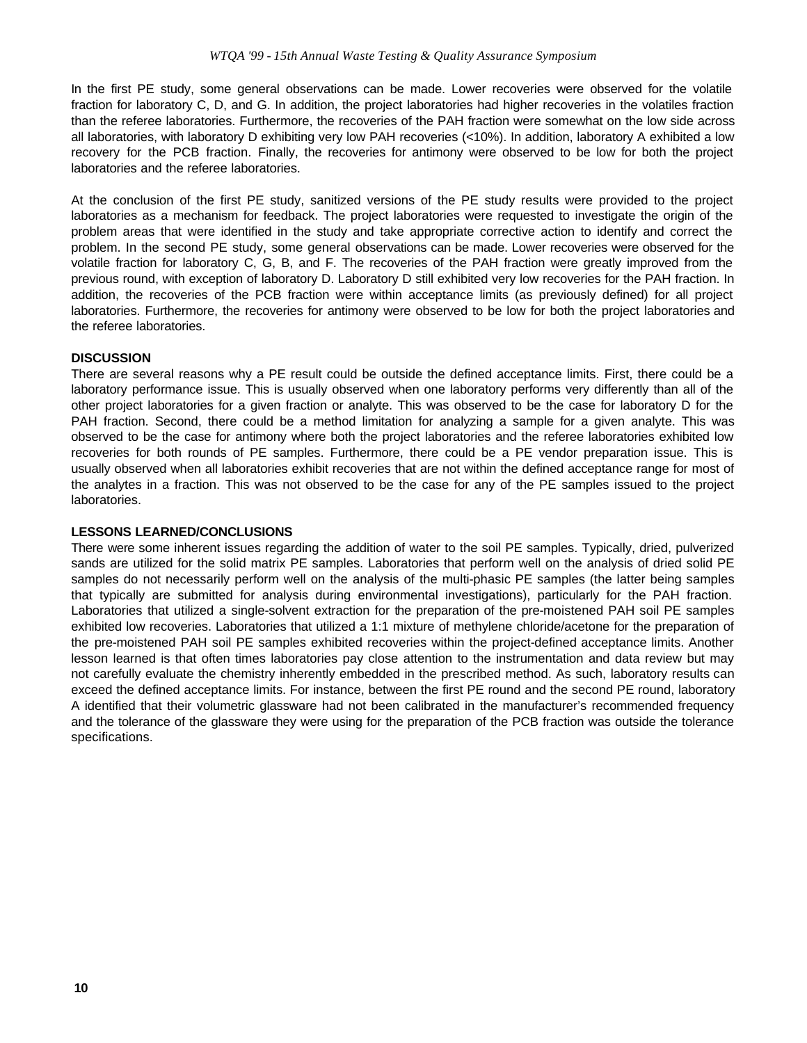In the first PE study, some general observations can be made. Lower recoveries were observed for the volatile fraction for laboratory C, D, and G. In addition, the project laboratories had higher recoveries in the volatiles fraction than the referee laboratories. Furthermore, the recoveries of the PAH fraction were somewhat on the low side across all laboratories, with laboratory D exhibiting very low PAH recoveries (<10%). In addition, laboratory A exhibited a low recovery for the PCB fraction. Finally, the recoveries for antimony were observed to be low for both the project laboratories and the referee laboratories.

At the conclusion of the first PE study, sanitized versions of the PE study results were provided to the project laboratories as a mechanism for feedback. The project laboratories were requested to investigate the origin of the problem areas that were identified in the study and take appropriate corrective action to identify and correct the problem. In the second PE study, some general observations can be made. Lower recoveries were observed for the volatile fraction for laboratory C, G, B, and F. The recoveries of the PAH fraction were greatly improved from the previous round, with exception of laboratory D. Laboratory D still exhibited very low recoveries for the PAH fraction. In addition, the recoveries of the PCB fraction were within acceptance limits (as previously defined) for all project laboratories. Furthermore, the recoveries for antimony were observed to be low for both the project laboratories and the referee laboratories.

**DISCUSSION**

There are several reasons why a PE result could be outside the defined acceptance limits. First, there could be a laboratory performance issue. This is usually observed when one laboratory performs very differently than all of the other project laboratories for a given fraction or analyte. This was observed to be the case for laboratory D for the PAH fraction. Second, there could be a method limitation for analyzing a sample for a given analyte. This was observed to be the case for antimony where both the project laboratories and the referee laboratories exhibited low recoveries for both rounds of PE samples. Furthermore, there could be a PE vendor preparation issue. This is usually observed when all laboratories exhibit recoveries that are not within the defined acceptance range for most of the analytes in a fraction. This was not observed to be the case for any of the PE samples issued to the project laboratories.

**LESSONS LEARNED/CONCLUSIONS**

There were some inherent issues regarding the addition of water to the soil PE samples. Typically, dried, pulverized sands are utilized for the solid matrix PE samples. Laboratories that perform well on the analysis of dried solid PE samples do not necessarily perform well on the analysis of the multi-phasic PE samples (the latter being samples that typically are submitted for analysis during environmental investigations), particularly for the PAH fraction. Laboratories that utilized a single-solvent extraction for the preparation of the pre-moistened PAH soil PE samples exhibited low recoveries. Laboratories that utilized a 1:1 mixture of methylene chloride/acetone for the preparation of the pre-moistened PAH soil PE samples exhibited recoveries within the project-defined acceptance limits. Another lesson learned is that often times laboratories pay close attention to the instrumentation and data review but may not carefully evaluate the chemistry inherently embedded in the prescribed method. As such, laboratory results can exceed the defined acceptance limits. For instance, between the first PE round and the second PE round, laboratory A identified that their volumetric glassware had not been calibrated in the manufacturer's recommended frequency and the tolerance of the glassware they were using for the preparation of the PCB fraction was outside the tolerance specifications.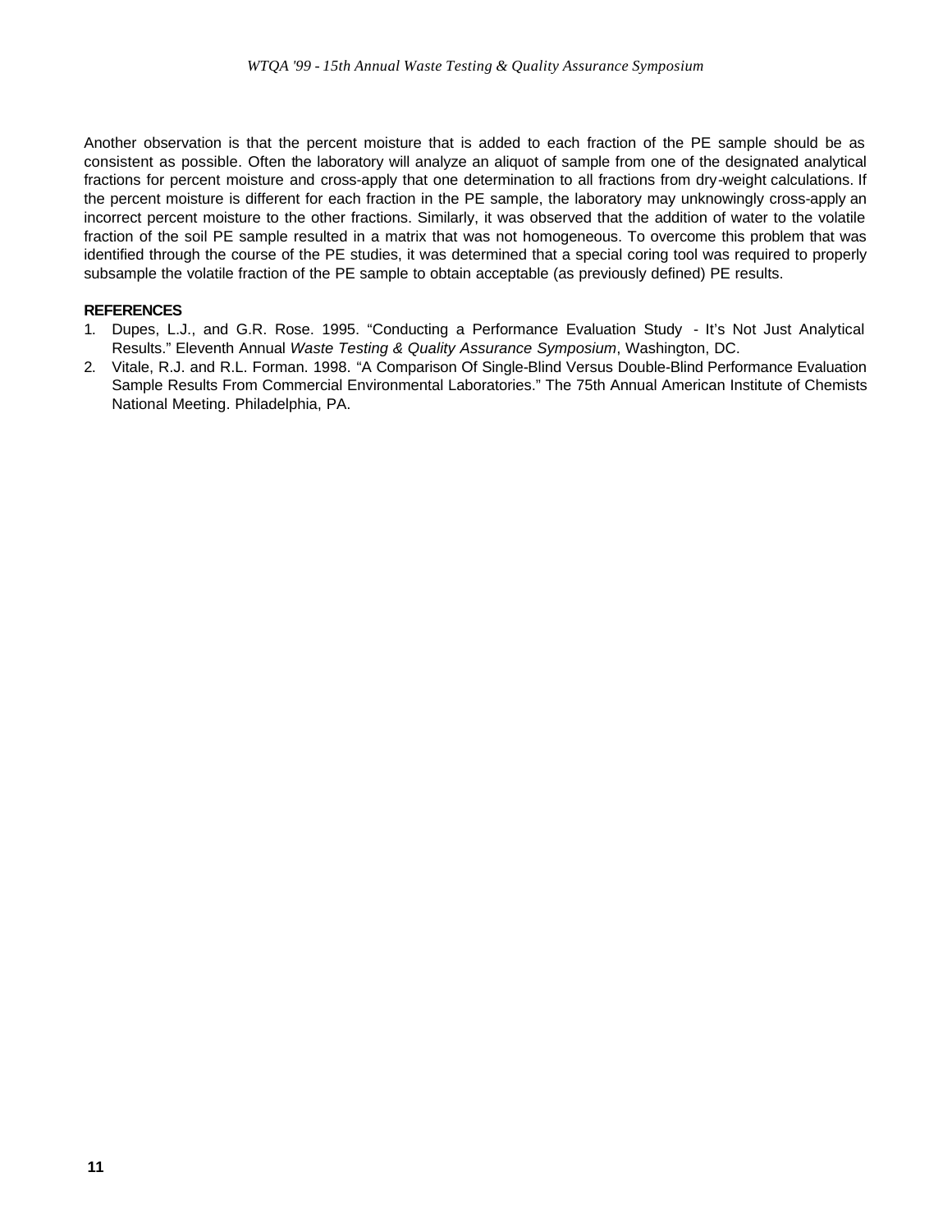Another observation is that the percent moisture that is added to each fraction of the PE sample should be as consistent as possible. Often the laboratory will analyze an aliquot of sample from one of the designated analytical fractions for percent moisture and cross-apply that one determination to all fractions from dry-weight calculations. If the percent moisture is different for each fraction in the PE sample, the laboratory may unknowingly cross-apply an incorrect percent moisture to the other fractions. Similarly, it was observed that the addition of water to the volatile fraction of the soil PE sample resulted in a matrix that was not homogeneous. To overcome this problem that was identified through the course of the PE studies, it was determined that a special coring tool was required to properly subsample the volatile fraction of the PE sample to obtain acceptable (as previously defined) PE results.

**REFERENCES**

1. Dupes, L.J., and G.R. Rose. 1995. "Conducting a Performance Evaluation Study - It's Not Just Analytical Results." Eleventh Annual *Waste Testing & Quality Assurance Symposium*, Washington, DC.
2. Vitale, R.J. and R.L. Forman. 1998. "A Comparison Of Single-Blind Versus Double-Blind Performance Evaluation Sample Results From Commercial Environmental Laboratories." The 75th Annual American Institute of Chemists National Meeting. Philadelphia, PA.